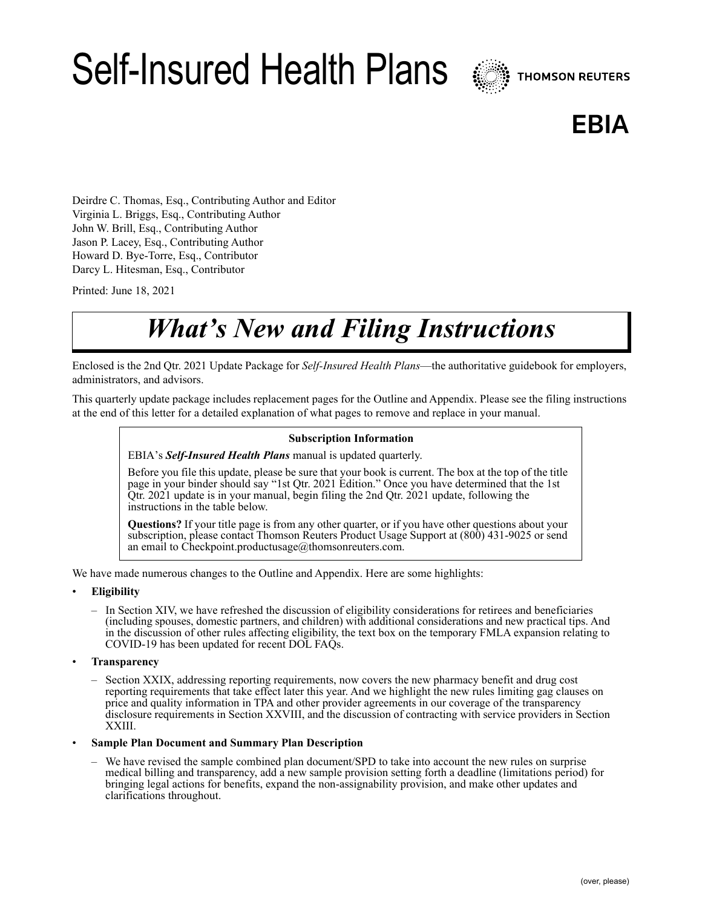# Self-Insured Health Plans

THOMSON REUTERS

**EBIA**

Deirdre C. Thomas, Esq., Contributing Author and Editor
Virginia L. Briggs, Esq., Contributing Author
John W. Brill, Esq., Contributing Author
Jason P. Lacey, Esq., Contributing Author
Howard D. Bye-Torre, Esq., Contributor
Darcy L. Hitesman, Esq., Contributor

Printed: June 18, 2021

## *What's New and Filing Instructions*

Enclosed is the 2nd Qtr. 2021 Update Package for *Self-Insured Health Plans*—the authoritative guidebook for employers, administrators, and advisors.

This quarterly update package includes replacement pages for the Outline and Appendix. Please see the filing instructions at the end of this letter for a detailed explanation of what pages to remove and replace in your manual.

> **Subscription Information**
>
> EBIA's ***Self-Insured Health Plans*** manual is updated quarterly.
>
> Before you file this update, please be sure that your book is current. The box at the top of the title page in your binder should say "1st Qtr. 2021 Edition." Once you have determined that the 1st Qtr. 2021 update is in your manual, begin filing the 2nd Qtr. 2021 update, following the instructions in the table below.
>
> **Questions?** If your title page is from any other quarter, or if you have other questions about your subscription, please contact Thomson Reuters Product Usage Support at (800) 431-9025 or send an email to Checkpoint.productusage@thomsonreuters.com.

We have made numerous changes to the Outline and Appendix. Here are some highlights:

- **Eligibility**
  - In Section XIV, we have refreshed the discussion of eligibility considerations for retirees and beneficiaries (including spouses, domestic partners, and children) with additional considerations and new practical tips. And in the discussion of other rules affecting eligibility, the text box on the temporary FMLA expansion relating to COVID-19 has been updated for recent DOL FAQs.
- **Transparency**
  - Section XXIX, addressing reporting requirements, now covers the new pharmacy benefit and drug cost reporting requirements that take effect later this year. And we highlight the new rules limiting gag clauses on price and quality information in TPA and other provider agreements in our coverage of the transparency disclosure requirements in Section XXVIII, and the discussion of contracting with service providers in Section XXIII.
- **Sample Plan Document and Summary Plan Description**
  - We have revised the sample combined plan document/SPD to take into account the new rules on surprise medical billing and transparency, add a new sample provision setting forth a deadline (limitations period) for bringing legal actions for benefits, expand the non-assignability provision, and make other updates and clarifications throughout.

(over, please)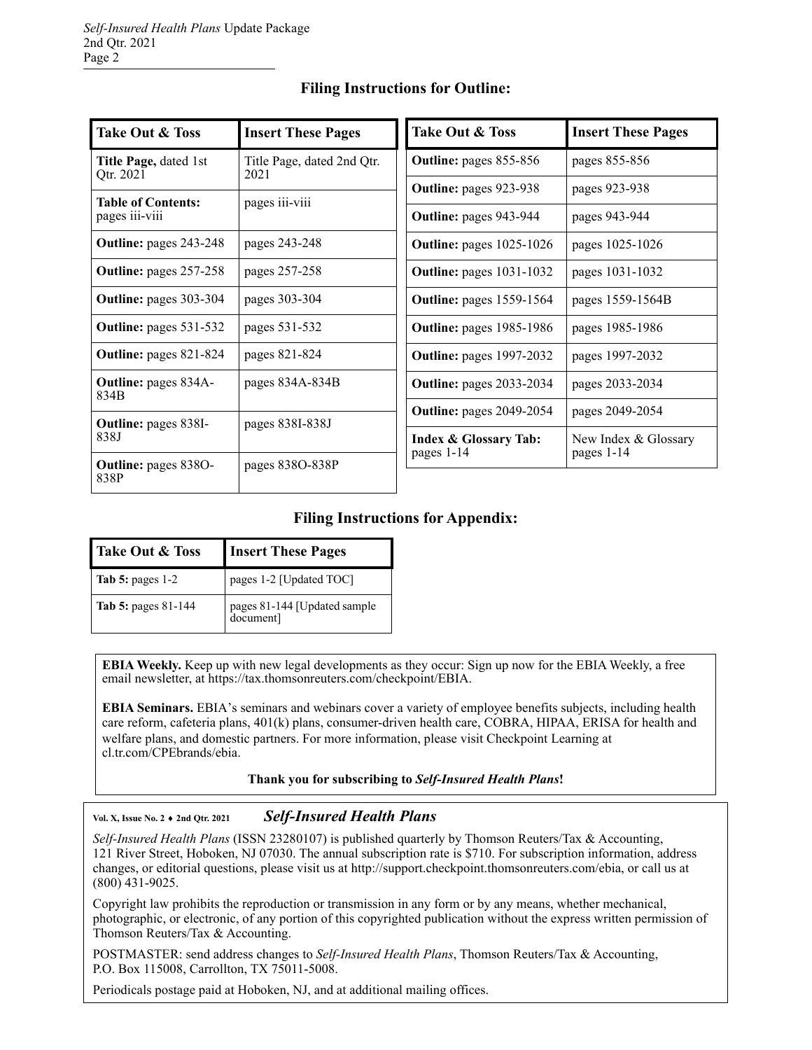## Filing Instructions for Outline:

| Take Out & Toss | Insert These Pages |
|---|---|
| **Title Page,** dated 1st Qtr. 2021 | Title Page, dated 2nd Qtr. 2021 |
| **Table of Contents:** pages iii-viii | pages iii-viii |
| **Outline:** pages 243-248 | pages 243-248 |
| **Outline:** pages 257-258 | pages 257-258 |
| **Outline:** pages 303-304 | pages 303-304 |
| **Outline:** pages 531-532 | pages 531-532 |
| **Outline:** pages 821-824 | pages 821-824 |
| **Outline:** pages 834A-834B | pages 834A-834B |
| **Outline:** pages 838I-838J | pages 838I-838J |
| **Outline:** pages 838O-838P | pages 838O-838P |

| Take Out & Toss | Insert These Pages |
|---|---|
| **Outline:** pages 855-856 | pages 855-856 |
| **Outline:** pages 923-938 | pages 923-938 |
| **Outline:** pages 943-944 | pages 943-944 |
| **Outline:** pages 1025-1026 | pages 1025-1026 |
| **Outline:** pages 1031-1032 | pages 1031-1032 |
| **Outline:** pages 1559-1564 | pages 1559-1564B |
| **Outline:** pages 1985-1986 | pages 1985-1986 |
| **Outline:** pages 1997-2032 | pages 1997-2032 |
| **Outline:** pages 2033-2034 | pages 2033-2034 |
| **Outline:** pages 2049-2054 | pages 2049-2054 |
| **Index & Glossary Tab:** pages 1-14 | New Index & Glossary pages 1-14 |

## Filing Instructions for Appendix:

| Take Out & Toss | Insert These Pages |
|---|---|
| **Tab 5:** pages 1-2 | pages 1-2 [Updated TOC] |
| **Tab 5:** pages 81-144 | pages 81-144 [Updated sample document] |

**EBIA Weekly.** Keep up with new legal developments as they occur: Sign up now for the EBIA Weekly, a free email newsletter, at https://tax.thomsonreuters.com/checkpoint/EBIA.

**EBIA Seminars.** EBIA's seminars and webinars cover a variety of employee benefits subjects, including health care reform, cafeteria plans, 401(k) plans, consumer-driven health care, COBRA, HIPAA, ERISA for health and welfare plans, and domestic partners. For more information, please visit Checkpoint Learning at cl.tr.com/CPEbrands/ebia.

**Thank you for subscribing to *Self-Insured Health Plans*!**

**Vol. X, Issue No. 2 ♦ 2nd Qtr. 2021** ***Self-Insured Health Plans***

*Self-Insured Health Plans* (ISSN 23280107) is published quarterly by Thomson Reuters/Tax & Accounting, 121 River Street, Hoboken, NJ 07030. The annual subscription rate is $710. For subscription information, address changes, or editorial questions, please visit us at http://support.checkpoint.thomsonreuters.com/ebia, or call us at (800) 431-9025.

Copyright law prohibits the reproduction or transmission in any form or by any means, whether mechanical, photographic, or electronic, of any portion of this copyrighted publication without the express written permission of Thomson Reuters/Tax & Accounting.

POSTMASTER: send address changes to *Self-Insured Health Plans*, Thomson Reuters/Tax & Accounting, P.O. Box 115008, Carrollton, TX 75011-5008.

Periodicals postage paid at Hoboken, NJ, and at additional mailing offices.